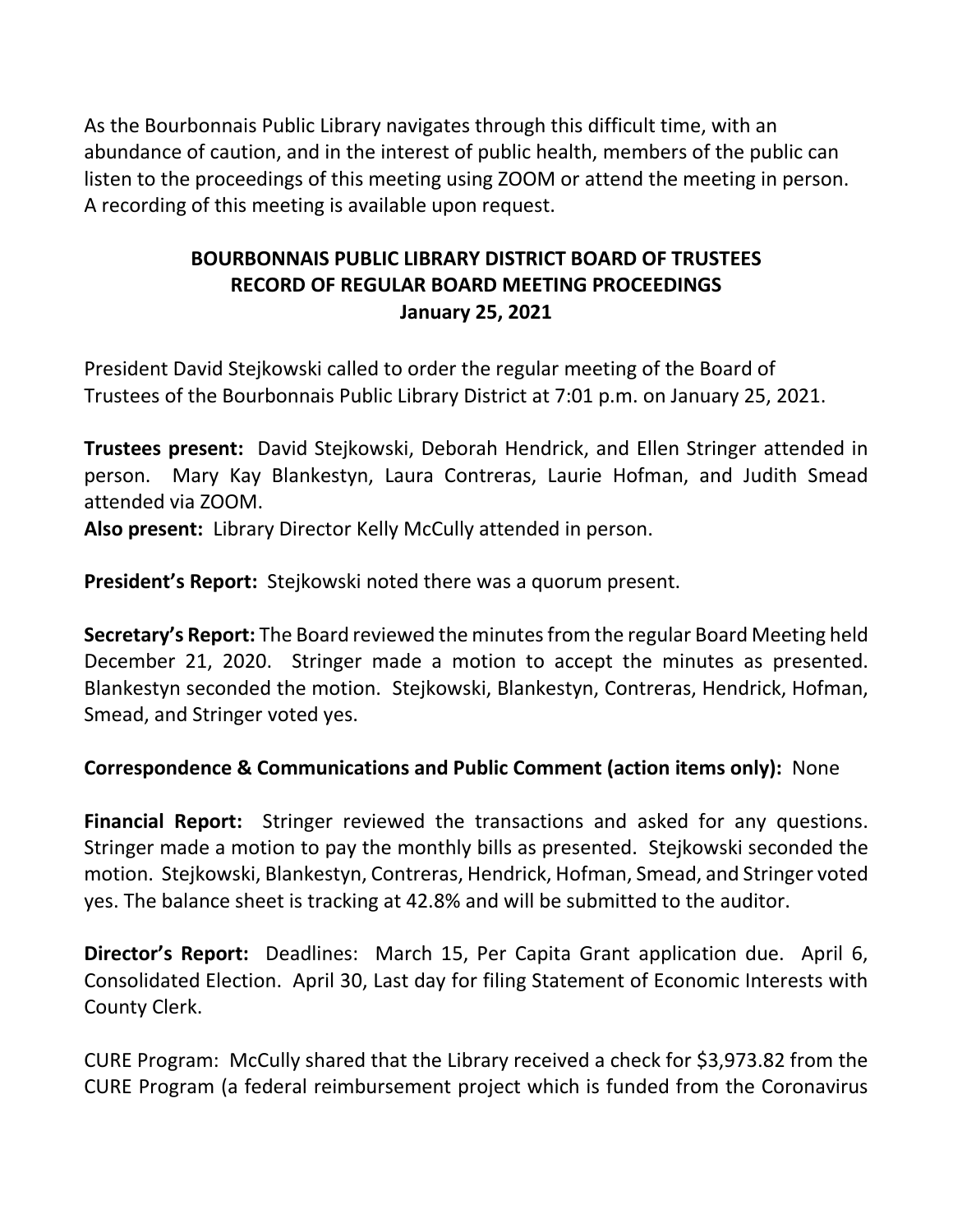As the Bourbonnais Public Library navigates through this difficult time, with an abundance of caution, and in the interest of public health, members of the public can listen to the proceedings of this meeting using ZOOM or attend the meeting in person. A recording of this meeting is available upon request.

# BOURBONNAIS PUBLIC LIBRARY DISTRICT BOARD OF TRUSTEES
## RECORD OF REGULAR BOARD MEETING PROCEEDINGS
### January 25, 2021

President David Stejkowski called to order the regular meeting of the Board of Trustees of the Bourbonnais Public Library District at 7:01 p.m. on January 25, 2021.

**Trustees present:** David Stejkowski, Deborah Hendrick, and Ellen Stringer attended in person. Mary Kay Blankestyn, Laura Contreras, Laurie Hofman, and Judith Smead attended via ZOOM.
**Also present:** Library Director Kelly McCully attended in person.

**President's Report:** Stejkowski noted there was a quorum present.

**Secretary's Report:** The Board reviewed the minutes from the regular Board Meeting held December 21, 2020. Stringer made a motion to accept the minutes as presented. Blankestyn seconded the motion. Stejkowski, Blankestyn, Contreras, Hendrick, Hofman, Smead, and Stringer voted yes.

**Correspondence & Communications and Public Comment (action items only):** None

**Financial Report:** Stringer reviewed the transactions and asked for any questions. Stringer made a motion to pay the monthly bills as presented. Stejkowski seconded the motion. Stejkowski, Blankestyn, Contreras, Hendrick, Hofman, Smead, and Stringer voted yes. The balance sheet is tracking at 42.8% and will be submitted to the auditor.

**Director's Report:** Deadlines: March 15, Per Capita Grant application due. April 6, Consolidated Election. April 30, Last day for filing Statement of Economic Interests with County Clerk.

CURE Program: McCully shared that the Library received a check for $3,973.82 from the CURE Program (a federal reimbursement project which is funded from the Coronavirus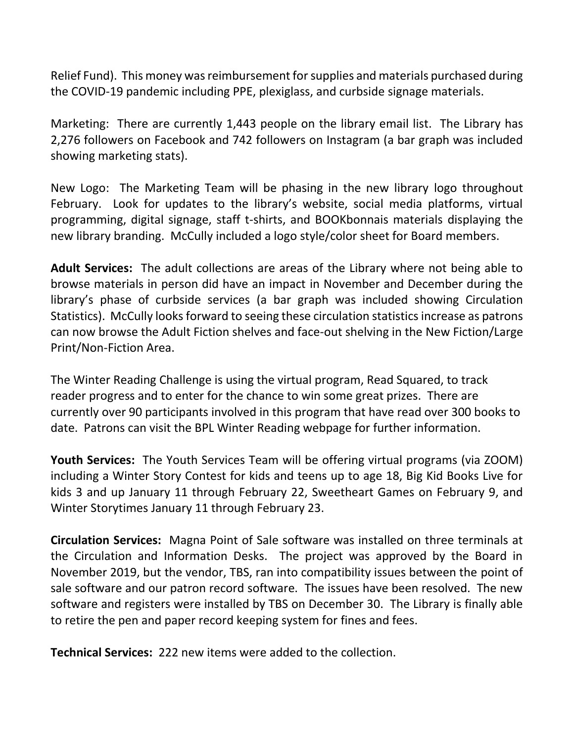Relief Fund). This money was reimbursement for supplies and materials purchased during the COVID-19 pandemic including PPE, plexiglass, and curbside signage materials.

Marketing: There are currently 1,443 people on the library email list. The Library has 2,276 followers on Facebook and 742 followers on Instagram (a bar graph was included showing marketing stats).

New Logo: The Marketing Team will be phasing in the new library logo throughout February. Look for updates to the library's website, social media platforms, virtual programming, digital signage, staff t-shirts, and BOOKbonnais materials displaying the new library branding. McCully included a logo style/color sheet for Board members.

**Adult Services:** The adult collections are areas of the Library where not being able to browse materials in person did have an impact in November and December during the library's phase of curbside services (a bar graph was included showing Circulation Statistics). McCully looks forward to seeing these circulation statistics increase as patrons can now browse the Adult Fiction shelves and face-out shelving in the New Fiction/Large Print/Non-Fiction Area.

The Winter Reading Challenge is using the virtual program, Read Squared, to track reader progress and to enter for the chance to win some great prizes. There are currently over 90 participants involved in this program that have read over 300 books to date. Patrons can visit the BPL Winter Reading webpage for further information.

**Youth Services:** The Youth Services Team will be offering virtual programs (via ZOOM) including a Winter Story Contest for kids and teens up to age 18, Big Kid Books Live for kids 3 and up January 11 through February 22, Sweetheart Games on February 9, and Winter Storytimes January 11 through February 23.

**Circulation Services:** Magna Point of Sale software was installed on three terminals at the Circulation and Information Desks. The project was approved by the Board in November 2019, but the vendor, TBS, ran into compatibility issues between the point of sale software and our patron record software. The issues have been resolved. The new software and registers were installed by TBS on December 30. The Library is finally able to retire the pen and paper record keeping system for fines and fees.

**Technical Services:** 222 new items were added to the collection.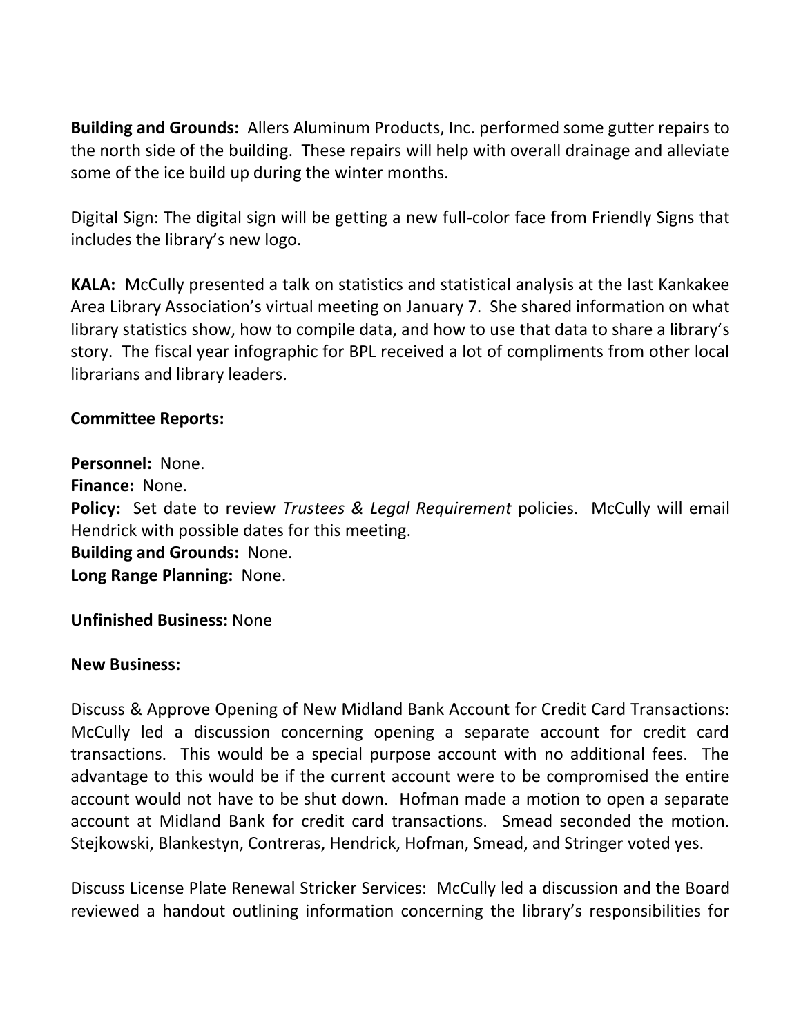**Building and Grounds:** Allers Aluminum Products, Inc. performed some gutter repairs to the north side of the building. These repairs will help with overall drainage and alleviate some of the ice build up during the winter months.

Digital Sign: The digital sign will be getting a new full-color face from Friendly Signs that includes the library's new logo.

**KALA:** McCully presented a talk on statistics and statistical analysis at the last Kankakee Area Library Association's virtual meeting on January 7. She shared information on what library statistics show, how to compile data, and how to use that data to share a library's story. The fiscal year infographic for BPL received a lot of compliments from other local librarians and library leaders.

**Committee Reports:**

**Personnel:** None.
**Finance:** None.
**Policy:** Set date to review *Trustees & Legal Requirement* policies. McCully will email Hendrick with possible dates for this meeting.
**Building and Grounds:** None.
**Long Range Planning:** None.

**Unfinished Business:** None

**New Business:**

Discuss & Approve Opening of New Midland Bank Account for Credit Card Transactions: McCully led a discussion concerning opening a separate account for credit card transactions. This would be a special purpose account with no additional fees. The advantage to this would be if the current account were to be compromised the entire account would not have to be shut down. Hofman made a motion to open a separate account at Midland Bank for credit card transactions. Smead seconded the motion. Stejkowski, Blankestyn, Contreras, Hendrick, Hofman, Smead, and Stringer voted yes.

Discuss License Plate Renewal Stricker Services: McCully led a discussion and the Board reviewed a handout outlining information concerning the library's responsibilities for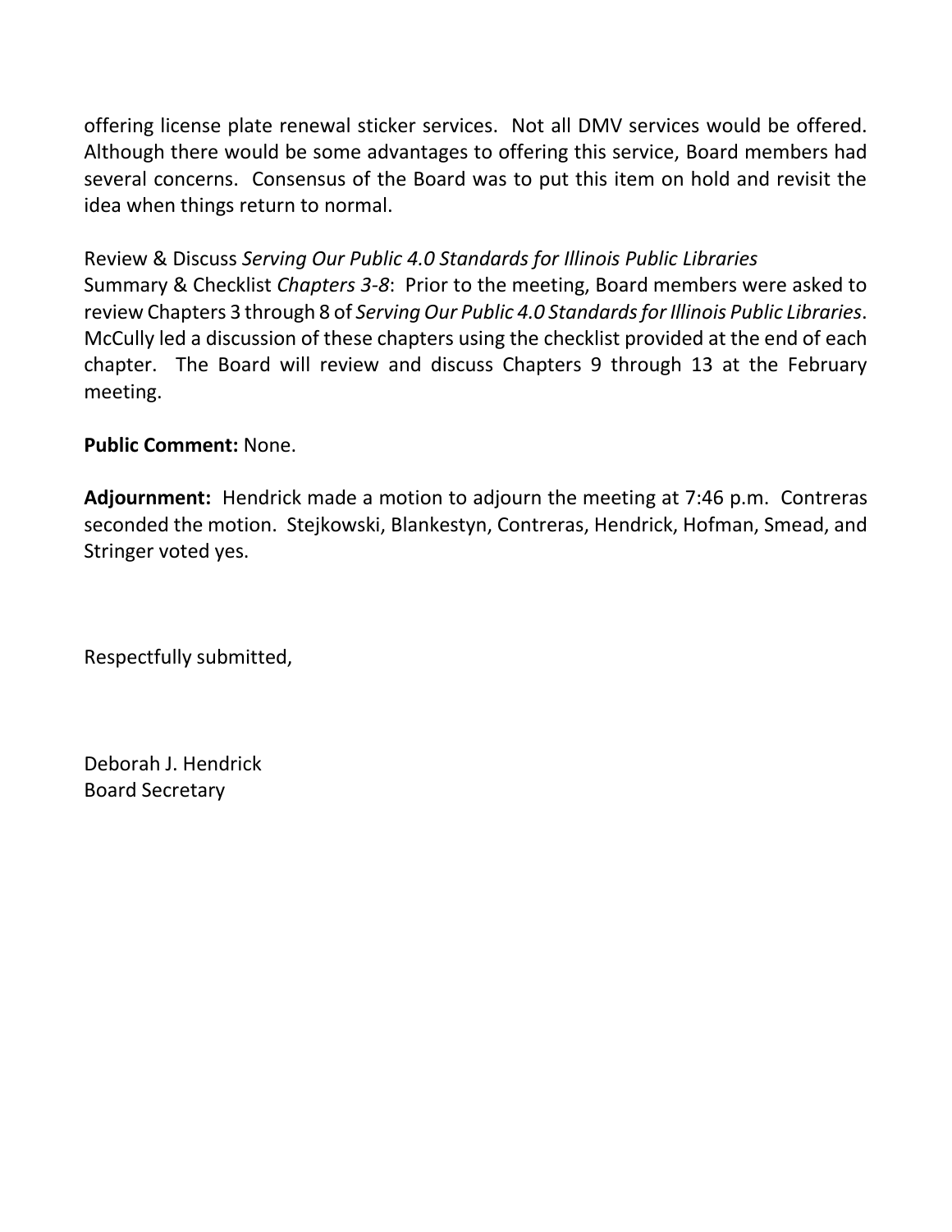offering license plate renewal sticker services. Not all DMV services would be offered. Although there would be some advantages to offering this service, Board members had several concerns. Consensus of the Board was to put this item on hold and revisit the idea when things return to normal.

Review & Discuss *Serving Our Public 4.0 Standards for Illinois Public Libraries* Summary & Checklist *Chapters 3-8*: Prior to the meeting, Board members were asked to review Chapters 3 through 8 of *Serving Our Public 4.0 Standards for Illinois Public Libraries*. McCully led a discussion of these chapters using the checklist provided at the end of each chapter. The Board will review and discuss Chapters 9 through 13 at the February meeting.

**Public Comment:** None.

**Adjournment:** Hendrick made a motion to adjourn the meeting at 7:46 p.m. Contreras seconded the motion. Stejkowski, Blankestyn, Contreras, Hendrick, Hofman, Smead, and Stringer voted yes.

Respectfully submitted,

Deborah J. Hendrick
Board Secretary